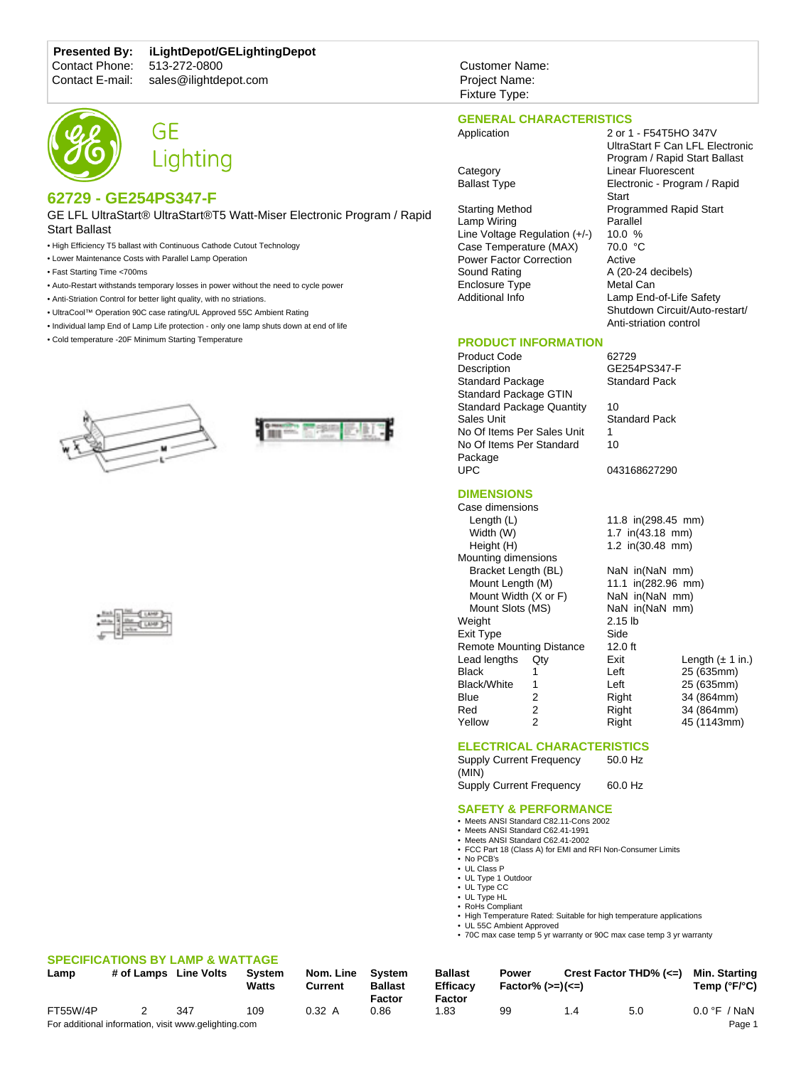**Presented By:** iLightDepot/GELightingDepot
Contact Phone: 513-272-0800
Contact E-mail: sales@ilightdepot.com

Customer Name:
Project Name:
Fixture Type:

GE Lighting

## 62729 - GE254PS347-F

GE LFL UltraStart® UltraStart®T5 Watt-Miser Electronic Program / Rapid Start Ballast

- High Efficiency T5 ballast with Continuous Cathode Cutout Technology
- Lower Maintenance Costs with Parallel Lamp Operation
- Fast Starting Time <700ms
- Auto-Restart withstands temporary losses in power without the need to cycle power
- Anti-Striation Control for better light quality, with no striations.
- UltraCool™ Operation 90C case rating/UL Approved 55C Ambient Rating
- Individual lamp End of Lamp Life protection - only one lamp shuts down at end of life
- Cold temperature -20F Minimum Starting Temperature

## GENERAL CHARACTERISTICS

| | |
|---|---|
| Application | 2 or 1 - F54T5HO 347V UltraStart F Can LFL Electronic Program / Rapid Start Ballast |
| Category | Linear Fluorescent |
| Ballast Type | Electronic - Program / Rapid Start |
| Starting Method | Programmed Rapid Start |
| Lamp Wiring | Parallel |
| Line Voltage Regulation (+/-) | 10.0 % |
| Case Temperature (MAX) | 70.0 °C |
| Power Factor Correction | Active |
| Sound Rating | A (20-24 decibels) |
| Enclosure Type | Metal Can |
| Additional Info | Lamp End-of-Life Safety Shutdown Circuit/Auto-restart/ Anti-striation control |

## PRODUCT INFORMATION

| | |
|---|---|
| Product Code | 62729 |
| Description | GE254PS347-F |
| Standard Package | Standard Pack |
| Standard Package GTIN | |
| Standard Package Quantity | 10 |
| Sales Unit | Standard Pack |
| No Of Items Per Sales Unit | 1 |
| No Of Items Per Standard Package | 10 |
| UPC | 043168627290 |

## DIMENSIONS

| | |
|---|---|
| Case dimensions | |
| Length (L) | 11.8 in(298.45 mm) |
| Width (W) | 1.7 in(43.18 mm) |
| Height (H) | 1.2 in(30.48 mm) |
| Mounting dimensions | |
| Bracket Length (BL) | NaN in(NaN mm) |
| Mount Length (M) | 11.1 in(282.96 mm) |
| Mount Width (X or F) | NaN in(NaN mm) |
| Mount Slots (MS) | NaN in(NaN mm) |
| Weight | 2.15 lb |
| Exit Type | Side |
| Remote Mounting Distance | 12.0 ft |

| Lead lengths | Qty | Exit | Length (± 1 in.) |
|---|---|---|---|
| Black | 1 | Left | 25 (635mm) |
| Black/White | 1 | Left | 25 (635mm) |
| Blue | 2 | Right | 34 (864mm) |
| Red | 2 | Right | 34 (864mm) |
| Yellow | 2 | Right | 45 (1143mm) |

## ELECTRICAL CHARACTERISTICS

| | |
|---|---|
| Supply Current Frequency (MIN) | 50.0 Hz |
| Supply Current Frequency | 60.0 Hz |

## SAFETY & PERFORMANCE

- Meets ANSI Standard C82.11-Cons 2002
- Meets ANSI Standard C62.41-1991
- Meets ANSI Standard C62.41-2002
- FCC Part 18 (Class A) for EMI and RFI Non-Consumer Limits
- No PCB's
- UL Class P
- UL Type 1 Outdoor
- UL Type CC
- UL Type HL
- RoHs Compliant
- High Temperature Rated: Suitable for high temperature applications
- UL 55C Ambient Approved
- 70C max case temp 5 yr warranty or 90C max case temp 3 yr warranty

## SPECIFICATIONS BY LAMP & WATTAGE

| Lamp | # of Lamps | Line Volts | System Watts | Nom. Line Current | System Ballast Factor | Ballast Efficacy Factor | Power Factor% (>=) | Crest Factor (<=) | THD% (<=) | Min. Starting Temp (°F/°C) |
|---|---|---|---|---|---|---|---|---|---|---|
| FT55W/4P | 2 | 347 | 109 | 0.32 A | 0.86 | 1.83 | 99 | 1.4 | 5.0 | 0.0 °F / NaN |

For additional information, visit www.gelighting.com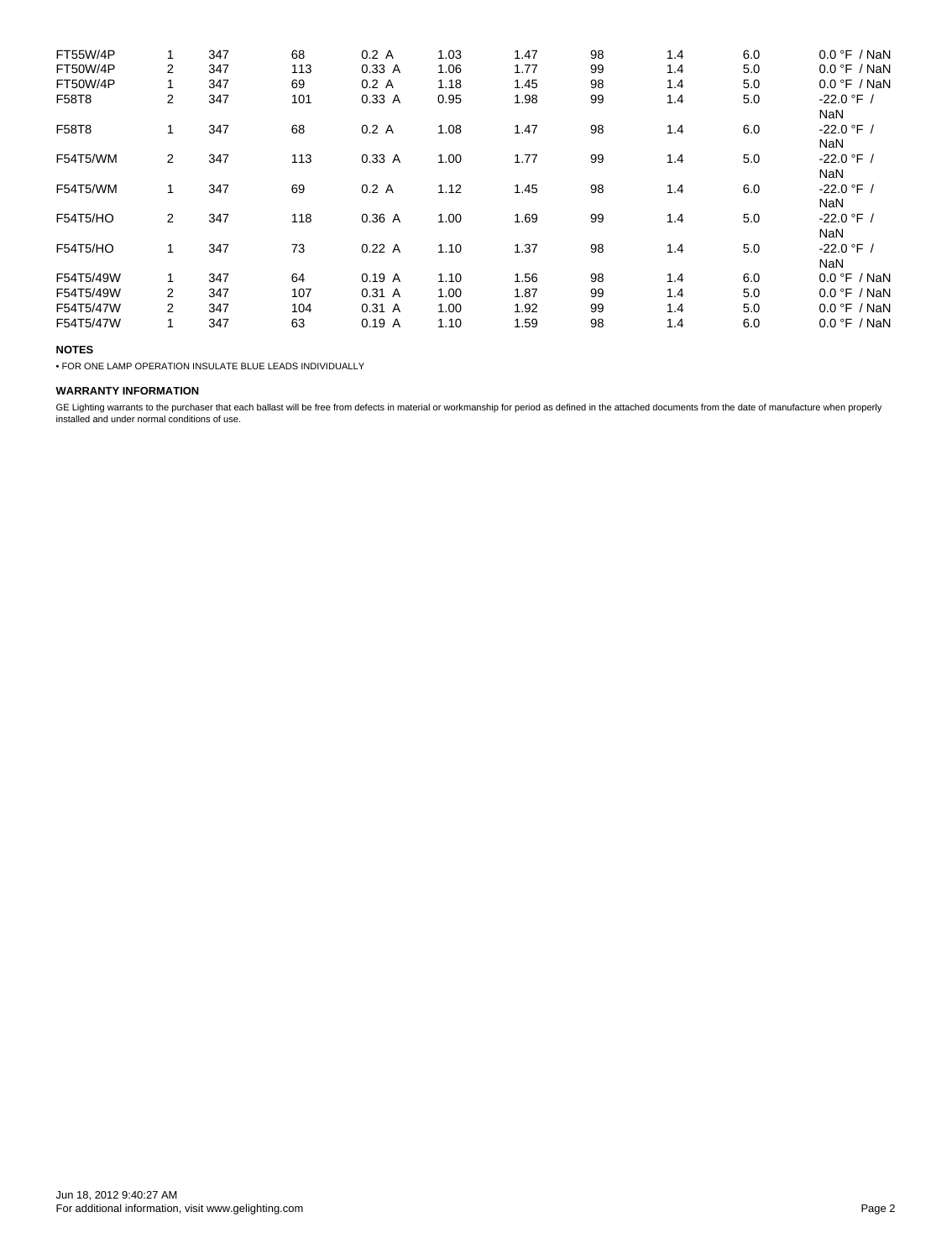| | | | | | | | | | | |
|---|---|---|---|---|---|---|---|---|---|---|
| FT55W/4P | 1 | 347 | 68 | 0.2 A | 1.03 | 1.47 | 98 | 1.4 | 6.0 | 0.0 °F / NaN |
| FT50W/4P | 2 | 347 | 113 | 0.33 A | 1.06 | 1.77 | 99 | 1.4 | 5.0 | 0.0 °F / NaN |
| FT50W/4P | 1 | 347 | 69 | 0.2 A | 1.18 | 1.45 | 98 | 1.4 | 5.0 | 0.0 °F / NaN |
| F58T8 | 2 | 347 | 101 | 0.33 A | 0.95 | 1.98 | 99 | 1.4 | 5.0 | -22.0 °F / NaN |
| F58T8 | 1 | 347 | 68 | 0.2 A | 1.08 | 1.47 | 98 | 1.4 | 6.0 | -22.0 °F / NaN |
| F54T5/WM | 2 | 347 | 113 | 0.33 A | 1.00 | 1.77 | 99 | 1.4 | 5.0 | -22.0 °F / NaN |
| F54T5/WM | 1 | 347 | 69 | 0.2 A | 1.12 | 1.45 | 98 | 1.4 | 6.0 | -22.0 °F / NaN |
| F54T5/HO | 2 | 347 | 118 | 0.36 A | 1.00 | 1.69 | 99 | 1.4 | 5.0 | -22.0 °F / NaN |
| F54T5/HO | 1 | 347 | 73 | 0.22 A | 1.10 | 1.37 | 98 | 1.4 | 5.0 | -22.0 °F / NaN |
| F54T5/49W | 1 | 347 | 64 | 0.19 A | 1.10 | 1.56 | 98 | 1.4 | 6.0 | 0.0 °F / NaN |
| F54T5/49W | 2 | 347 | 107 | 0.31 A | 1.00 | 1.87 | 99 | 1.4 | 5.0 | 0.0 °F / NaN |
| F54T5/47W | 2 | 347 | 104 | 0.31 A | 1.00 | 1.92 | 99 | 1.4 | 5.0 | 0.0 °F / NaN |
| F54T5/47W | 1 | 347 | 63 | 0.19 A | 1.10 | 1.59 | 98 | 1.4 | 6.0 | 0.0 °F / NaN |

**NOTES**

• FOR ONE LAMP OPERATION INSULATE BLUE LEADS INDIVIDUALLY

**WARRANTY INFORMATION**

GE Lighting warrants to the purchaser that each ballast will be free from defects in material or workmanship for period as defined in the attached documents from the date of manufacture when properly installed and under normal conditions of use.

Jun 18, 2012 9:40:27 AM
For additional information, visit www.gelighting.com